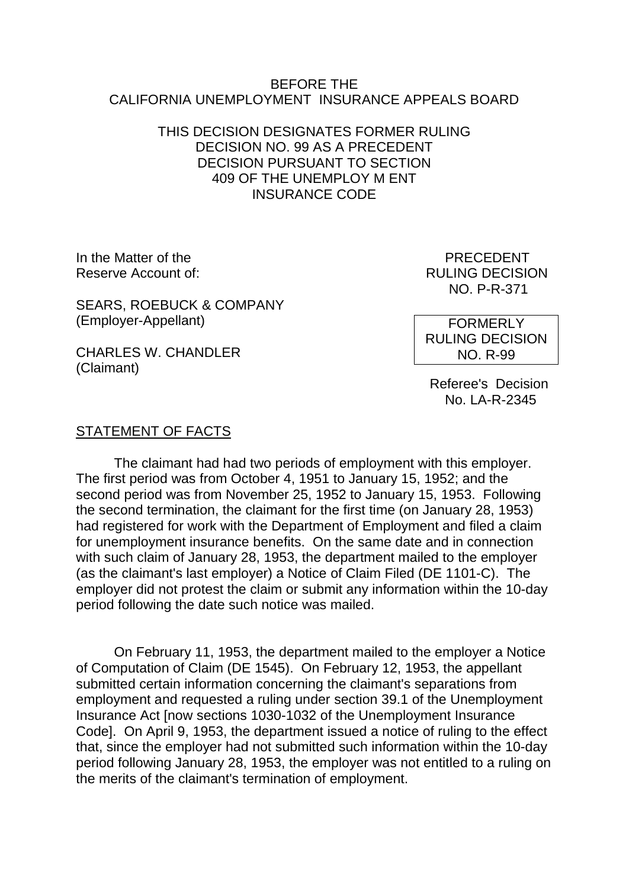BEFORE THE
CALIFORNIA UNEMPLOYMENT INSURANCE APPEALS BOARD

THIS DECISION DESIGNATES FORMER RULING DECISION NO. 99 AS A PRECEDENT DECISION PURSUANT TO SECTION 409 OF THE UNEMPLOY M ENT INSURANCE CODE

In the Matter of the
Reserve Account of:

SEARS, ROEBUCK & COMPANY
(Employer-Appellant)

CHARLES W. CHANDLER
(Claimant)

PRECEDENT
RULING DECISION
NO. P-R-371

FORMERLY
RULING DECISION
NO. R-99

Referee's Decision
No. LA-R-2345

STATEMENT OF FACTS

The claimant had had two periods of employment with this employer. The first period was from October 4, 1951 to January 15, 1952; and the second period was from November 25, 1952 to January 15, 1953. Following the second termination, the claimant for the first time (on January 28, 1953) had registered for work with the Department of Employment and filed a claim for unemployment insurance benefits. On the same date and in connection with such claim of January 28, 1953, the department mailed to the employer (as the claimant's last employer) a Notice of Claim Filed (DE 1101-C). The employer did not protest the claim or submit any information within the 10-day period following the date such notice was mailed.

On February 11, 1953, the department mailed to the employer a Notice of Computation of Claim (DE 1545). On February 12, 1953, the appellant submitted certain information concerning the claimant's separations from employment and requested a ruling under section 39.1 of the Unemployment Insurance Act [now sections 1030-1032 of the Unemployment Insurance Code]. On April 9, 1953, the department issued a notice of ruling to the effect that, since the employer had not submitted such information within the 10-day period following January 28, 1953, the employer was not entitled to a ruling on the merits of the claimant's termination of employment.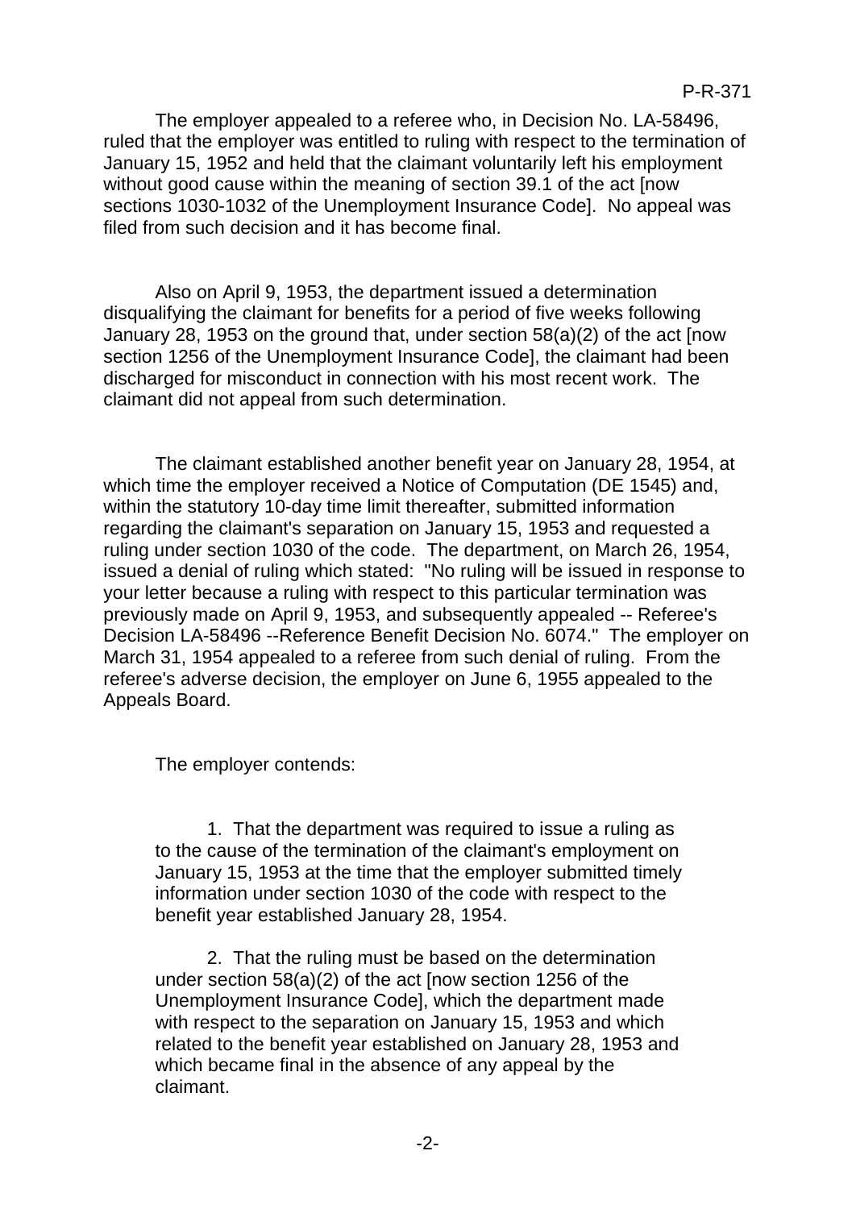The employer appealed to a referee who, in Decision No. LA-58496, ruled that the employer was entitled to ruling with respect to the termination of January 15, 1952 and held that the claimant voluntarily left his employment without good cause within the meaning of section 39.1 of the act [now sections 1030-1032 of the Unemployment Insurance Code]. No appeal was filed from such decision and it has become final.

Also on April 9, 1953, the department issued a determination disqualifying the claimant for benefits for a period of five weeks following January 28, 1953 on the ground that, under section 58(a)(2) of the act [now section 1256 of the Unemployment Insurance Code], the claimant had been discharged for misconduct in connection with his most recent work. The claimant did not appeal from such determination.

The claimant established another benefit year on January 28, 1954, at which time the employer received a Notice of Computation (DE 1545) and, within the statutory 10-day time limit thereafter, submitted information regarding the claimant's separation on January 15, 1953 and requested a ruling under section 1030 of the code. The department, on March 26, 1954, issued a denial of ruling which stated: "No ruling will be issued in response to your letter because a ruling with respect to this particular termination was previously made on April 9, 1953, and subsequently appealed -- Referee's Decision LA-58496 --Reference Benefit Decision No. 6074." The employer on March 31, 1954 appealed to a referee from such denial of ruling. From the referee's adverse decision, the employer on June 6, 1955 appealed to the Appeals Board.

The employer contends:

1. That the department was required to issue a ruling as to the cause of the termination of the claimant's employment on January 15, 1953 at the time that the employer submitted timely information under section 1030 of the code with respect to the benefit year established January 28, 1954.

2. That the ruling must be based on the determination under section 58(a)(2) of the act [now section 1256 of the Unemployment Insurance Code], which the department made with respect to the separation on January 15, 1953 and which related to the benefit year established on January 28, 1953 and which became final in the absence of any appeal by the claimant.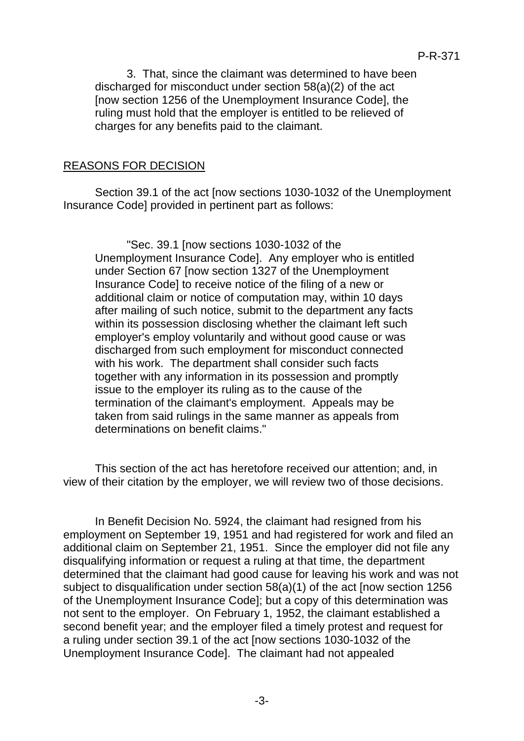3. That, since the claimant was determined to have been discharged for misconduct under section 58(a)(2) of the act [now section 1256 of the Unemployment Insurance Code], the ruling must hold that the employer is entitled to be relieved of charges for any benefits paid to the claimant.

## REASONS FOR DECISION

Section 39.1 of the act [now sections 1030-1032 of the Unemployment Insurance Code] provided in pertinent part as follows:

> "Sec. 39.1 [now sections 1030-1032 of the Unemployment Insurance Code]. Any employer who is entitled under Section 67 [now section 1327 of the Unemployment Insurance Code] to receive notice of the filing of a new or additional claim or notice of computation may, within 10 days after mailing of such notice, submit to the department any facts within its possession disclosing whether the claimant left such employer's employ voluntarily and without good cause or was discharged from such employment for misconduct connected with his work. The department shall consider such facts together with any information in its possession and promptly issue to the employer its ruling as to the cause of the termination of the claimant's employment. Appeals may be taken from said rulings in the same manner as appeals from determinations on benefit claims."

This section of the act has heretofore received our attention; and, in view of their citation by the employer, we will review two of those decisions.

In Benefit Decision No. 5924, the claimant had resigned from his employment on September 19, 1951 and had registered for work and filed an additional claim on September 21, 1951. Since the employer did not file any disqualifying information or request a ruling at that time, the department determined that the claimant had good cause for leaving his work and was not subject to disqualification under section 58(a)(1) of the act [now section 1256 of the Unemployment Insurance Code]; but a copy of this determination was not sent to the employer. On February 1, 1952, the claimant established a second benefit year; and the employer filed a timely protest and request for a ruling under section 39.1 of the act [now sections 1030-1032 of the Unemployment Insurance Code]. The claimant had not appealed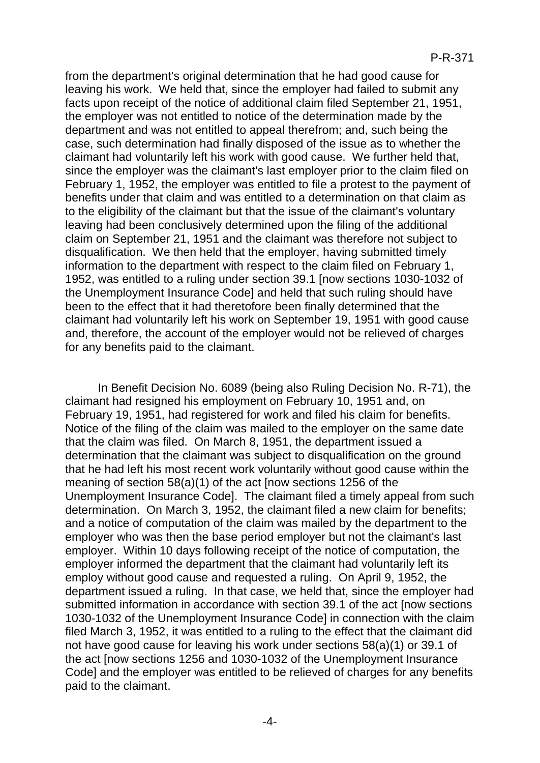from the department's original determination that he had good cause for leaving his work. We held that, since the employer had failed to submit any facts upon receipt of the notice of additional claim filed September 21, 1951, the employer was not entitled to notice of the determination made by the department and was not entitled to appeal therefrom; and, such being the case, such determination had finally disposed of the issue as to whether the claimant had voluntarily left his work with good cause. We further held that, since the employer was the claimant's last employer prior to the claim filed on February 1, 1952, the employer was entitled to file a protest to the payment of benefits under that claim and was entitled to a determination on that claim as to the eligibility of the claimant but that the issue of the claimant's voluntary leaving had been conclusively determined upon the filing of the additional claim on September 21, 1951 and the claimant was therefore not subject to disqualification. We then held that the employer, having submitted timely information to the department with respect to the claim filed on February 1, 1952, was entitled to a ruling under section 39.1 [now sections 1030-1032 of the Unemployment Insurance Code] and held that such ruling should have been to the effect that it had theretofore been finally determined that the claimant had voluntarily left his work on September 19, 1951 with good cause and, therefore, the account of the employer would not be relieved of charges for any benefits paid to the claimant.

In Benefit Decision No. 6089 (being also Ruling Decision No. R-71), the claimant had resigned his employment on February 10, 1951 and, on February 19, 1951, had registered for work and filed his claim for benefits. Notice of the filing of the claim was mailed to the employer on the same date that the claim was filed. On March 8, 1951, the department issued a determination that the claimant was subject to disqualification on the ground that he had left his most recent work voluntarily without good cause within the meaning of section 58(a)(1) of the act [now sections 1256 of the Unemployment Insurance Code]. The claimant filed a timely appeal from such determination. On March 3, 1952, the claimant filed a new claim for benefits; and a notice of computation of the claim was mailed by the department to the employer who was then the base period employer but not the claimant's last employer. Within 10 days following receipt of the notice of computation, the employer informed the department that the claimant had voluntarily left its employ without good cause and requested a ruling. On April 9, 1952, the department issued a ruling. In that case, we held that, since the employer had submitted information in accordance with section 39.1 of the act [now sections 1030-1032 of the Unemployment Insurance Code] in connection with the claim filed March 3, 1952, it was entitled to a ruling to the effect that the claimant did not have good cause for leaving his work under sections 58(a)(1) or 39.1 of the act [now sections 1256 and 1030-1032 of the Unemployment Insurance Code] and the employer was entitled to be relieved of charges for any benefits paid to the claimant.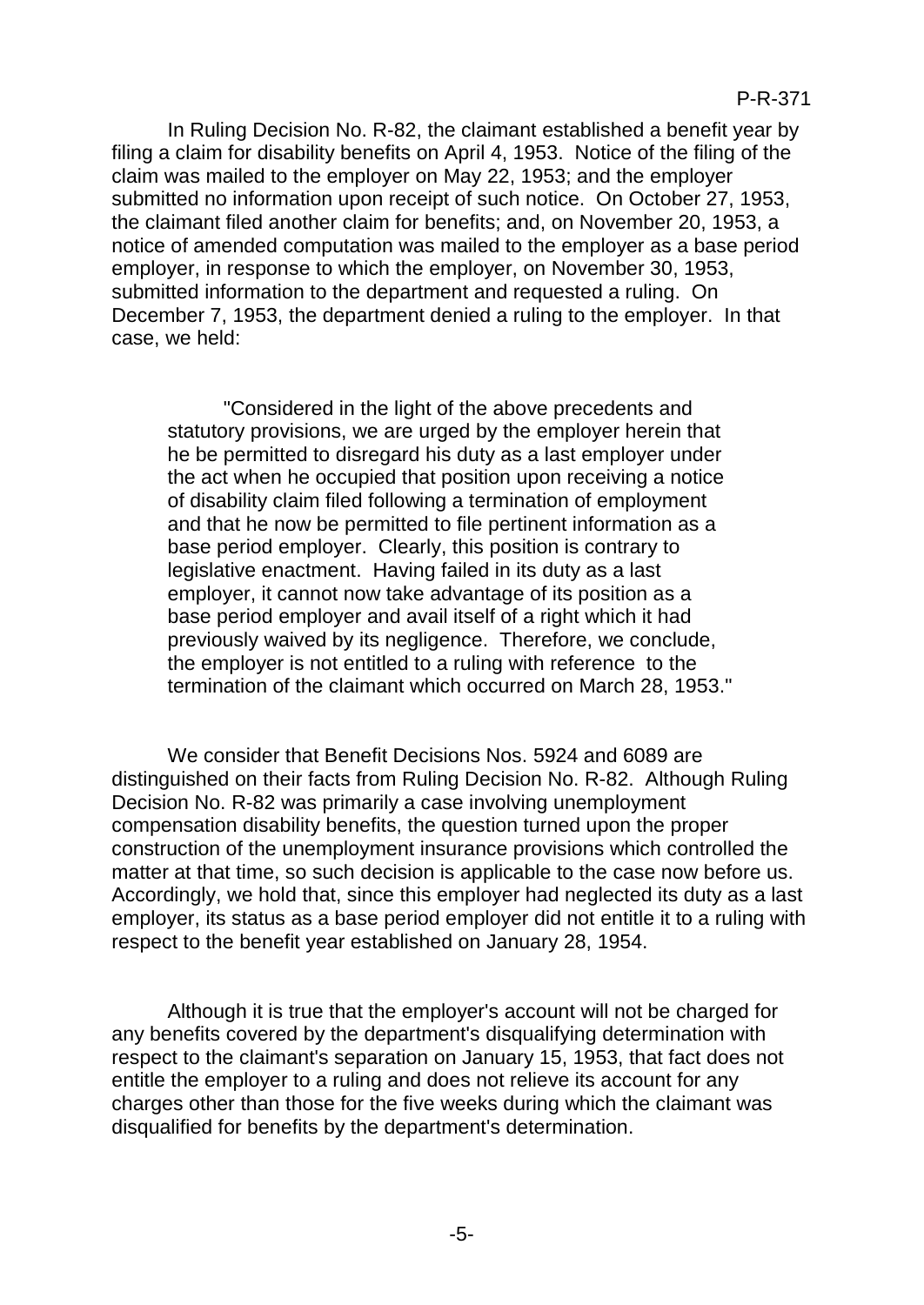In Ruling Decision No. R-82, the claimant established a benefit year by filing a claim for disability benefits on April 4, 1953. Notice of the filing of the claim was mailed to the employer on May 22, 1953; and the employer submitted no information upon receipt of such notice. On October 27, 1953, the claimant filed another claim for benefits; and, on November 20, 1953, a notice of amended computation was mailed to the employer as a base period employer, in response to which the employer, on November 30, 1953, submitted information to the department and requested a ruling. On December 7, 1953, the department denied a ruling to the employer. In that case, we held:

> "Considered in the light of the above precedents and statutory provisions, we are urged by the employer herein that he be permitted to disregard his duty as a last employer under the act when he occupied that position upon receiving a notice of disability claim filed following a termination of employment and that he now be permitted to file pertinent information as a base period employer. Clearly, this position is contrary to legislative enactment. Having failed in its duty as a last employer, it cannot now take advantage of its position as a base period employer and avail itself of a right which it had previously waived by its negligence. Therefore, we conclude, the employer is not entitled to a ruling with reference to the termination of the claimant which occurred on March 28, 1953."

We consider that Benefit Decisions Nos. 5924 and 6089 are distinguished on their facts from Ruling Decision No. R-82. Although Ruling Decision No. R-82 was primarily a case involving unemployment compensation disability benefits, the question turned upon the proper construction of the unemployment insurance provisions which controlled the matter at that time, so such decision is applicable to the case now before us. Accordingly, we hold that, since this employer had neglected its duty as a last employer, its status as a base period employer did not entitle it to a ruling with respect to the benefit year established on January 28, 1954.

Although it is true that the employer's account will not be charged for any benefits covered by the department's disqualifying determination with respect to the claimant's separation on January 15, 1953, that fact does not entitle the employer to a ruling and does not relieve its account for any charges other than those for the five weeks during which the claimant was disqualified for benefits by the department's determination.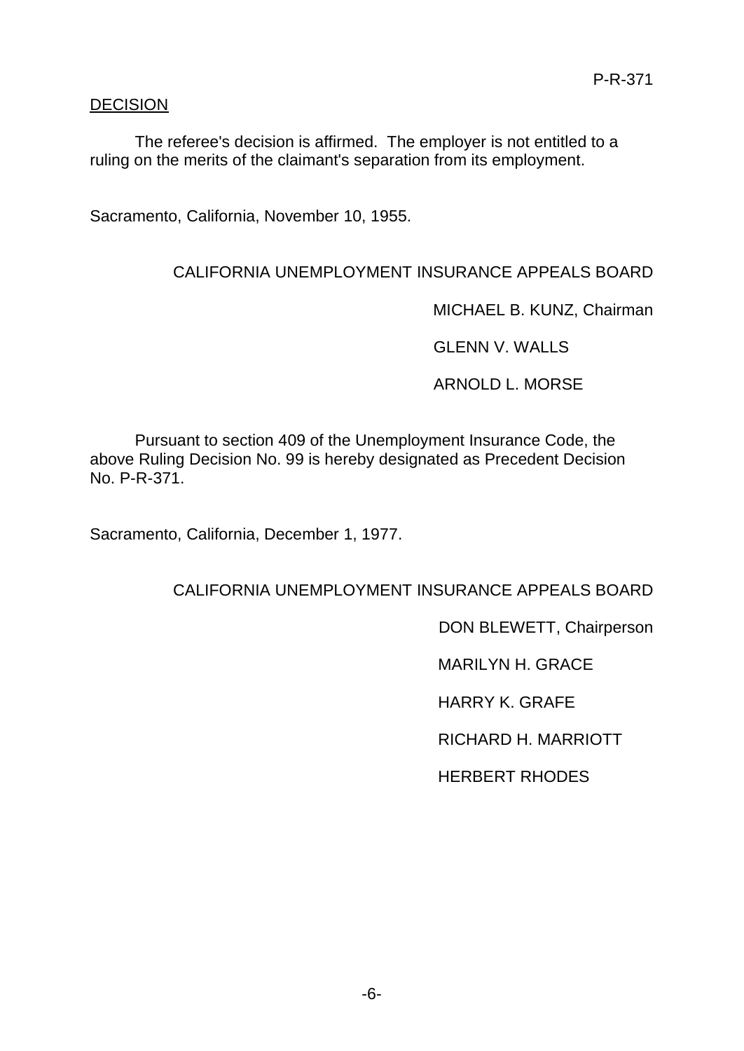P-R-371

DECISION

The referee's decision is affirmed. The employer is not entitled to a ruling on the merits of the claimant's separation from its employment.

Sacramento, California, November 10, 1955.

CALIFORNIA UNEMPLOYMENT INSURANCE APPEALS BOARD

MICHAEL B. KUNZ, Chairman

GLENN V. WALLS

ARNOLD L. MORSE

Pursuant to section 409 of the Unemployment Insurance Code, the above Ruling Decision No. 99 is hereby designated as Precedent Decision No. P-R-371.

Sacramento, California, December 1, 1977.

CALIFORNIA UNEMPLOYMENT INSURANCE APPEALS BOARD

DON BLEWETT, Chairperson

MARILYN H. GRACE

HARRY K. GRAFE

RICHARD H. MARRIOTT

HERBERT RHODES